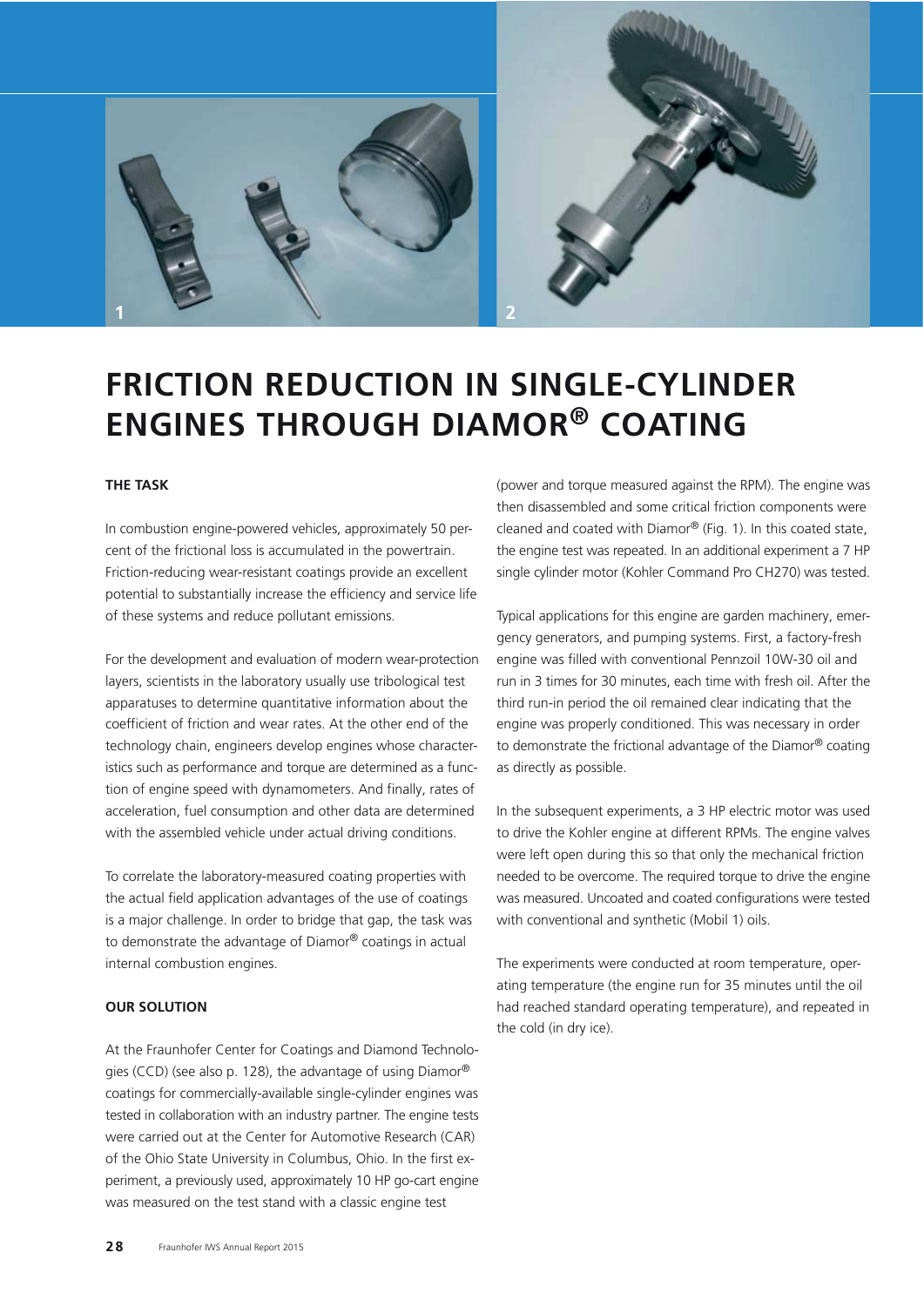# FRICTION REDUCTION IN SINGLE-CYLINDER ENGINES THROUGH DIAMOR® COATING

## THE TASK

In combustion engine-powered vehicles, approximately 50 percent of the frictional loss is accumulated in the powertrain. Friction-reducing wear-resistant coatings provide an excellent potential to substantially increase the efficiency and service life of these systems and reduce pollutant emissions.

For the development and evaluation of modern wear-protection layers, scientists in the laboratory usually use tribological test apparatuses to determine quantitative information about the coefficient of friction and wear rates. At the other end of the technology chain, engineers develop engines whose characteristics such as performance and torque are determined as a function of engine speed with dynamometers. And finally, rates of acceleration, fuel consumption and other data are determined with the assembled vehicle under actual driving conditions.

To correlate the laboratory-measured coating properties with the actual field application advantages of the use of coatings is a major challenge. In order to bridge that gap, the task was to demonstrate the advantage of Diamor® coatings in actual internal combustion engines.

## OUR SOLUTION

At the Fraunhofer Center for Coatings and Diamond Technologies (CCD) (see also p. 128), the advantage of using Diamor® coatings for commercially-available single-cylinder engines was tested in collaboration with an industry partner. The engine tests were carried out at the Center for Automotive Research (CAR) of the Ohio State University in Columbus, Ohio. In the first experiment, a previously used, approximately 10 HP go-cart engine was measured on the test stand with a classic engine test (power and torque measured against the RPM). The engine was then disassembled and some critical friction components were cleaned and coated with Diamor® (Fig. 1). In this coated state, the engine test was repeated. In an additional experiment a 7 HP single cylinder motor (Kohler Command Pro CH270) was tested.

Typical applications for this engine are garden machinery, emergency generators, and pumping systems. First, a factory-fresh engine was filled with conventional Pennzoil 10W-30 oil and run in 3 times for 30 minutes, each time with fresh oil. After the third run-in period the oil remained clear indicating that the engine was properly conditioned. This was necessary in order to demonstrate the frictional advantage of the Diamor® coating as directly as possible.

In the subsequent experiments, a 3 HP electric motor was used to drive the Kohler engine at different RPMs. The engine valves were left open during this so that only the mechanical friction needed to be overcome. The required torque to drive the engine was measured. Uncoated and coated configurations were tested with conventional and synthetic (Mobil 1) oils.

The experiments were conducted at room temperature, operating temperature (the engine run for 35 minutes until the oil had reached standard operating temperature), and repeated in the cold (in dry ice).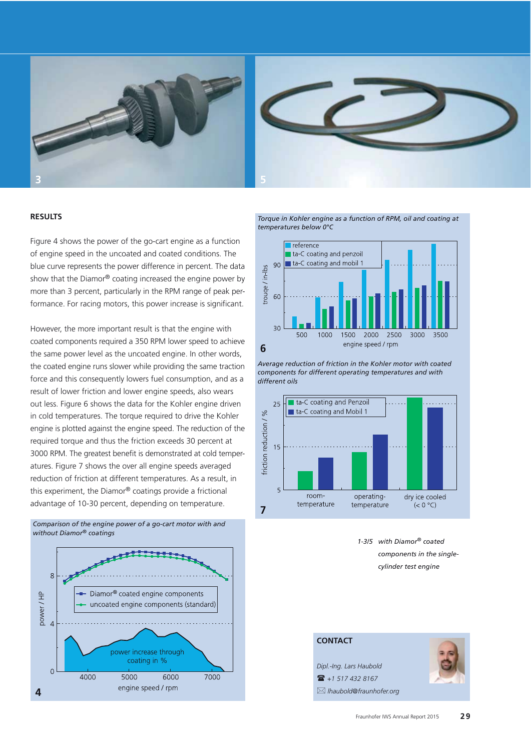## RESULTS

Figure 4 shows the power of the go-cart engine as a function of engine speed in the uncoated and coated conditions. The blue curve represents the power difference in percent. The data show that the Diamor® coating increased the engine power by more than 3 percent, particularly in the RPM range of peak performance. For racing motors, this power increase is significant.

However, the more important result is that the engine with coated components required a 350 RPM lower speed to achieve the same power level as the uncoated engine. In other words, the coated engine runs slower while providing the same traction force and this consequently lowers fuel consumption, and as a result of lower friction and lower engine speeds, also wears out less. Figure 6 shows the data for the Kohler engine driven in cold temperatures. The torque required to drive the Kohler engine is plotted against the engine speed. The reduction of the required torque and thus the friction exceeds 30 percent at 3000 RPM. The greatest benefit is demonstrated at cold temperatures. Figure 7 shows the over all engine speeds averaged reduction of friction at different temperatures. As a result, in this experiment, the Diamor® coatings provide a frictional advantage of 10-30 percent, depending on temperature.

*Comparison of the engine power of a go-cart motor with and without Diamor® coatings*

power / HP
0
4
8
Diamor® coated engine components
uncoated engine components (standard)
power increase through coating in %
4000
5000
6000
7000
engine speed / rpm

**4**

*Torque in Kohler engine as a function of RPM, oil and coating at temperatures below 0°C*

trouge / in-lbs
30
60
90
reference
ta-C coating and penzoil
ta-C coating and mobil 1
500
1000
1500
2000
2500
3000
3500
engine speed / rpm

**6**

*Average reduction of friction in the Kohler motor with coated components for different operating temperatures and with different oils*

friction reduction / %
5
15
25
ta-C coating and Penzoil
ta-C coating and Mobil 1
room-temperature
operating-temperature
dry ice cooled (< 0 °C)

**7**

*1-3/5 with Diamor® coated components in the single-cylinder test engine*

## CONTACT

*Dipl.-Ing. Lars Haubold*

☎ *+1 517 432 8167*

✉ *lhaubold@fraunhofer.org*